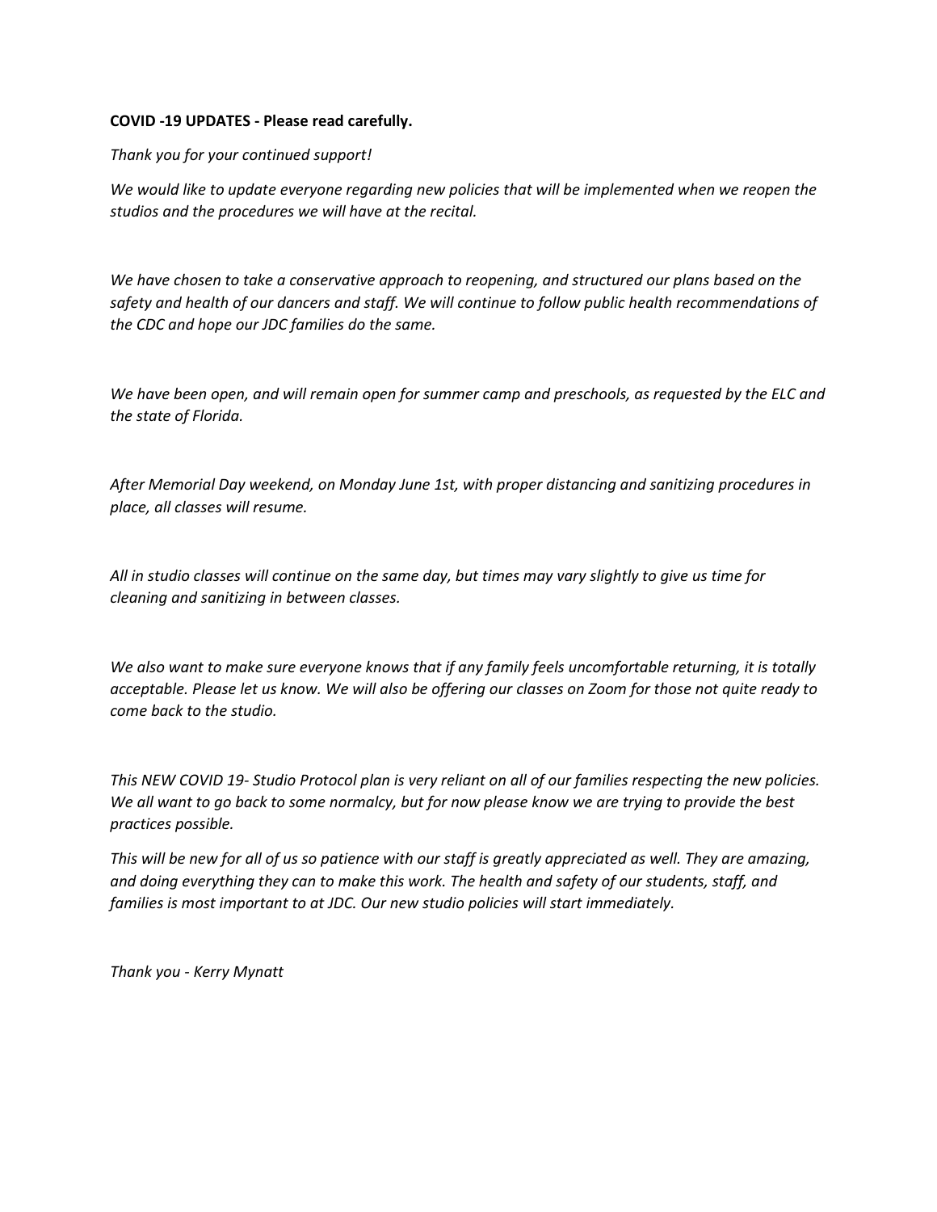**COVID -19 UPDATES - Please read carefully.**

*Thank you for your continued support!*

*We would like to update everyone regarding new policies that will be implemented when we reopen the studios and the procedures we will have at the recital.*

*We have chosen to take a conservative approach to reopening, and structured our plans based on the safety and health of our dancers and staff. We will continue to follow public health recommendations of the CDC and hope our JDC families do the same.*

*We have been open, and will remain open for summer camp and preschools, as requested by the ELC and the state of Florida.*

*After Memorial Day weekend, on Monday June 1st, with proper distancing and sanitizing procedures in place, all classes will resume.*

*All in studio classes will continue on the same day, but times may vary slightly to give us time for cleaning and sanitizing in between classes.*

*We also want to make sure everyone knows that if any family feels uncomfortable returning, it is totally acceptable. Please let us know. We will also be offering our classes on Zoom for those not quite ready to come back to the studio.*

*This NEW COVID 19- Studio Protocol plan is very reliant on all of our families respecting the new policies. We all want to go back to some normalcy, but for now please know we are trying to provide the best practices possible.*

*This will be new for all of us so patience with our staff is greatly appreciated as well. They are amazing, and doing everything they can to make this work. The health and safety of our students, staff, and families is most important to at JDC. Our new studio policies will start immediately.*

*Thank you - Kerry Mynatt*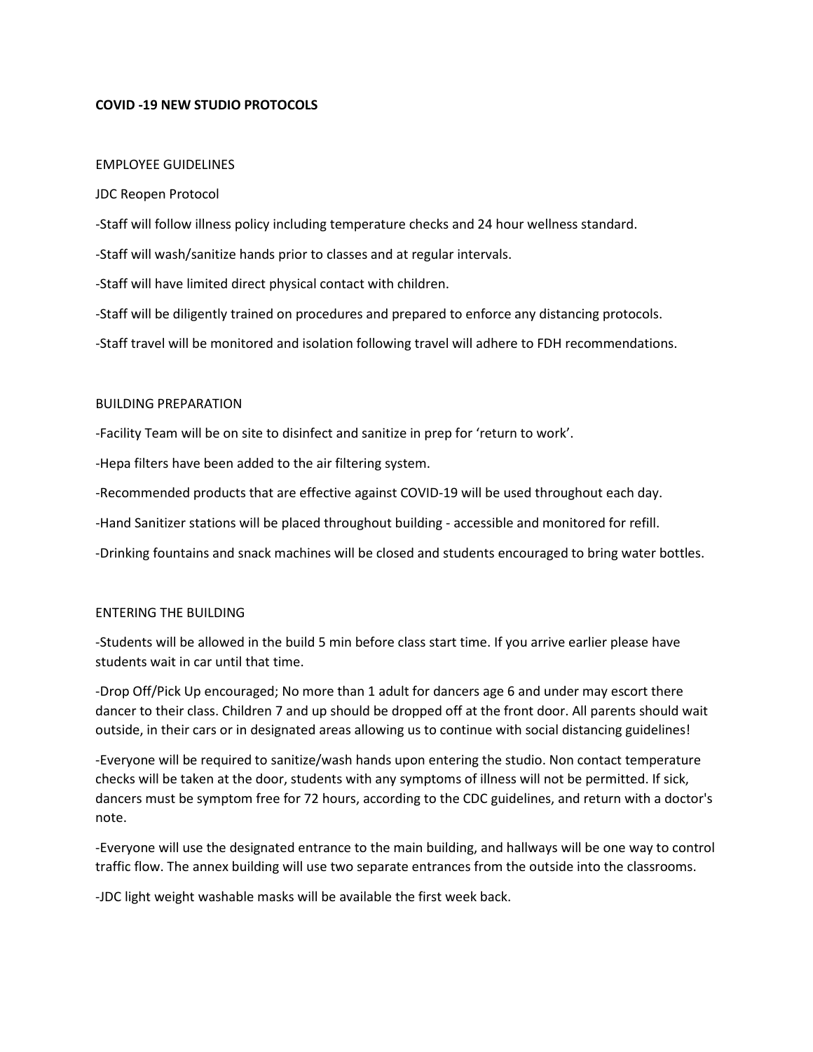**COVID -19 NEW STUDIO PROTOCOLS**

EMPLOYEE GUIDELINES

JDC Reopen Protocol

-Staff will follow illness policy including temperature checks and 24 hour wellness standard.

-Staff will wash/sanitize hands prior to classes and at regular intervals.

-Staff will have limited direct physical contact with children.

-Staff will be diligently trained on procedures and prepared to enforce any distancing protocols.

-Staff travel will be monitored and isolation following travel will adhere to FDH recommendations.

BUILDING PREPARATION

-Facility Team will be on site to disinfect and sanitize in prep for 'return to work'.

-Hepa filters have been added to the air filtering system.

-Recommended products that are effective against COVID-19 will be used throughout each day.

-Hand Sanitizer stations will be placed throughout building - accessible and monitored for refill.

-Drinking fountains and snack machines will be closed and students encouraged to bring water bottles.

ENTERING THE BUILDING

-Students will be allowed in the build 5 min before class start time. If you arrive earlier please have students wait in car until that time.

-Drop Off/Pick Up encouraged; No more than 1 adult for dancers age 6 and under may escort there dancer to their class. Children 7 and up should be dropped off at the front door. All parents should wait outside, in their cars or in designated areas allowing us to continue with social distancing guidelines!

-Everyone will be required to sanitize/wash hands upon entering the studio. Non contact temperature checks will be taken at the door, students with any symptoms of illness will not be permitted. If sick, dancers must be symptom free for 72 hours, according to the CDC guidelines, and return with a doctor's note.

-Everyone will use the designated entrance to the main building, and hallways will be one way to control traffic flow. The annex building will use two separate entrances from the outside into the classrooms.

-JDC light weight washable masks will be available the first week back.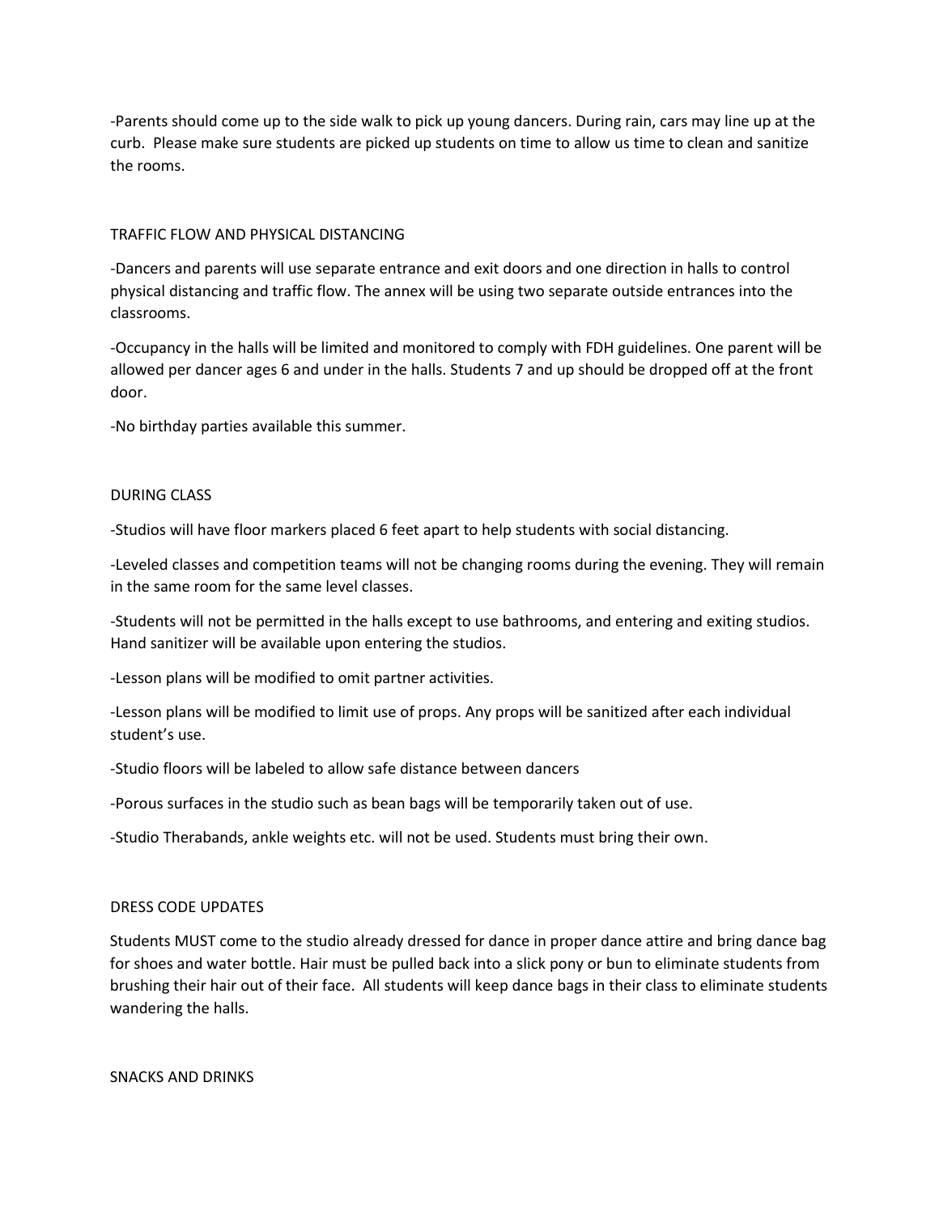-Parents should come up to the side walk to pick up young dancers. During rain, cars may line up at the curb. Please make sure students are picked up students on time to allow us time to clean and sanitize the rooms.

## TRAFFIC FLOW AND PHYSICAL DISTANCING

-Dancers and parents will use separate entrance and exit doors and one direction in halls to control physical distancing and traffic flow. The annex will be using two separate outside entrances into the classrooms.

-Occupancy in the halls will be limited and monitored to comply with FDH guidelines. One parent will be allowed per dancer ages 6 and under in the halls. Students 7 and up should be dropped off at the front door.

-No birthday parties available this summer.

## DURING CLASS

-Studios will have floor markers placed 6 feet apart to help students with social distancing.

-Leveled classes and competition teams will not be changing rooms during the evening. They will remain in the same room for the same level classes.

-Students will not be permitted in the halls except to use bathrooms, and entering and exiting studios. Hand sanitizer will be available upon entering the studios.

-Lesson plans will be modified to omit partner activities.

-Lesson plans will be modified to limit use of props. Any props will be sanitized after each individual student's use.

-Studio floors will be labeled to allow safe distance between dancers

-Porous surfaces in the studio such as bean bags will be temporarily taken out of use.

-Studio Therabands, ankle weights etc. will not be used. Students must bring their own.

## DRESS CODE UPDATES

Students MUST come to the studio already dressed for dance in proper dance attire and bring dance bag for shoes and water bottle. Hair must be pulled back into a slick pony or bun to eliminate students from brushing their hair out of their face. All students will keep dance bags in their class to eliminate students wandering the halls.

## SNACKS AND DRINKS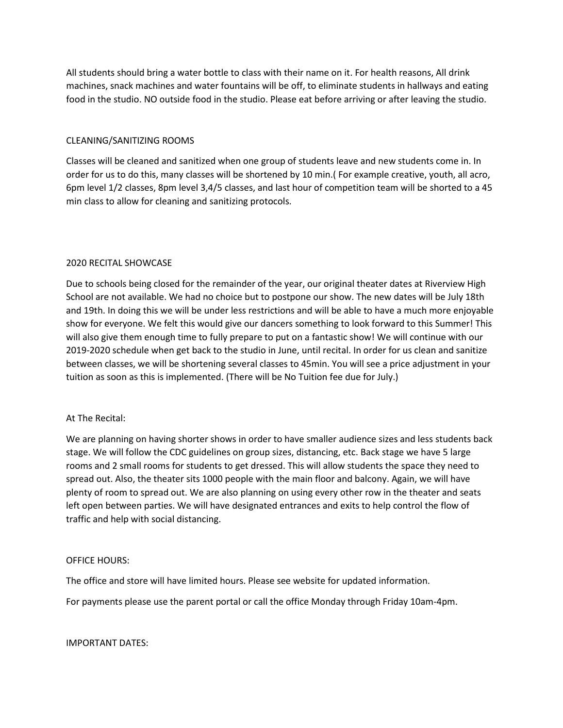All students should bring a water bottle to class with their name on it. For health reasons, All drink machines, snack machines and water fountains will be off, to eliminate students in hallways and eating food in the studio. NO outside food in the studio. Please eat before arriving or after leaving the studio.

## CLEANING/SANITIZING ROOMS

Classes will be cleaned and sanitized when one group of students leave and new students come in. In order for us to do this, many classes will be shortened by 10 min.( For example creative, youth, all acro, 6pm level 1/2 classes, 8pm level 3,4/5 classes, and last hour of competition team will be shorted to a 45 min class to allow for cleaning and sanitizing protocols.

## 2020 RECITAL SHOWCASE

Due to schools being closed for the remainder of the year, our original theater dates at Riverview High School are not available. We had no choice but to postpone our show. The new dates will be July 18th and 19th. In doing this we will be under less restrictions and will be able to have a much more enjoyable show for everyone. We felt this would give our dancers something to look forward to this Summer! This will also give them enough time to fully prepare to put on a fantastic show! We will continue with our 2019-2020 schedule when get back to the studio in June, until recital. In order for us clean and sanitize between classes, we will be shortening several classes to 45min. You will see a price adjustment in your tuition as soon as this is implemented. (There will be No Tuition fee due for July.)

## At The Recital:

We are planning on having shorter shows in order to have smaller audience sizes and less students back stage. We will follow the CDC guidelines on group sizes, distancing, etc. Back stage we have 5 large rooms and 2 small rooms for students to get dressed. This will allow students the space they need to spread out. Also, the theater sits 1000 people with the main floor and balcony. Again, we will have plenty of room to spread out. We are also planning on using every other row in the theater and seats left open between parties. We will have designated entrances and exits to help control the flow of traffic and help with social distancing.

## OFFICE HOURS:

The office and store will have limited hours. Please see website for updated information.

For payments please use the parent portal or call the office Monday through Friday 10am-4pm.

## IMPORTANT DATES: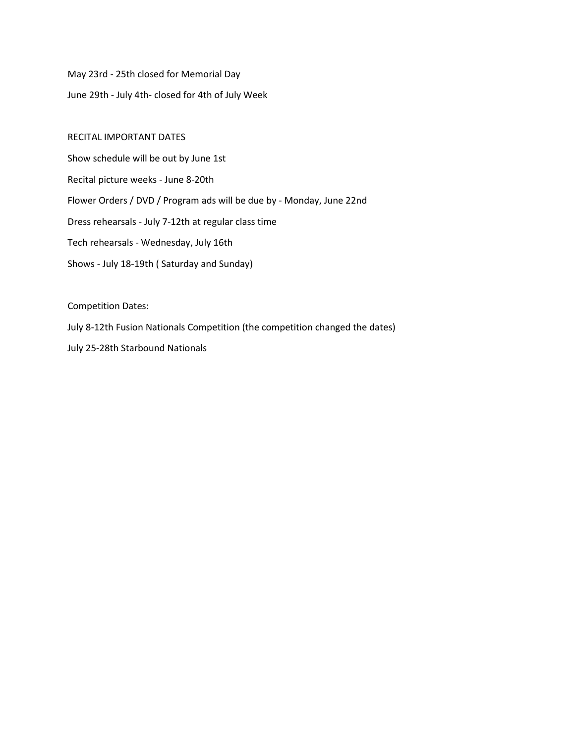May 23rd - 25th closed for Memorial Day

June 29th - July 4th- closed for 4th of July Week

RECITAL IMPORTANT DATES

Show schedule will be out by June 1st

Recital picture weeks - June 8-20th

Flower Orders / DVD / Program ads will be due by - Monday, June 22nd

Dress rehearsals - July 7-12th at regular class time

Tech rehearsals - Wednesday, July 16th

Shows - July 18-19th ( Saturday and Sunday)

Competition Dates:

July 8-12th Fusion Nationals Competition (the competition changed the dates)

July 25-28th Starbound Nationals